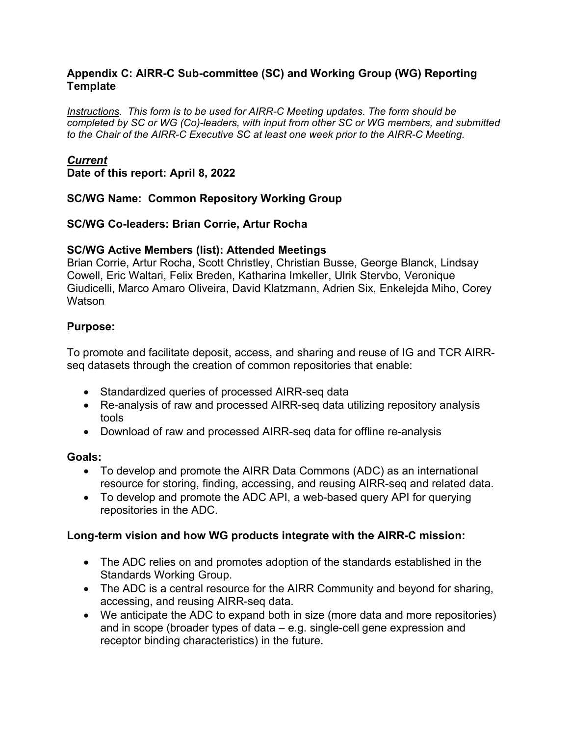### Appendix C: AIRR-C Sub-committee (SC) and Working Group (WG) Reporting Template

*Instructions. This form is to be used for AIRR-C Meeting updates. The form should be completed by SC or WG (Co)-leaders, with input from other SC or WG members, and submitted to the Chair of the AIRR-C Executive SC at least one week prior to the AIRR-C Meeting.*

***Current***

**Date of this report: April 8, 2022**

**SC/WG Name: Common Repository Working Group**

**SC/WG Co-leaders: Brian Corrie, Artur Rocha**

**SC/WG Active Members (list): Attended Meetings**

Brian Corrie, Artur Rocha, Scott Christley, Christian Busse, George Blanck, Lindsay Cowell, Eric Waltari, Felix Breden, Katharina Imkeller, Ulrik Stervbo, Veronique Giudicelli, Marco Amaro Oliveira, David Klatzmann, Adrien Six, Enkelejda Miho, Corey Watson

**Purpose:**

To promote and facilitate deposit, access, and sharing and reuse of IG and TCR AIRR-seq datasets through the creation of common repositories that enable:

- Standardized queries of processed AIRR-seq data
- Re-analysis of raw and processed AIRR-seq data utilizing repository analysis tools
- Download of raw and processed AIRR-seq data for offline re-analysis

**Goals:**

- To develop and promote the AIRR Data Commons (ADC) as an international resource for storing, finding, accessing, and reusing AIRR-seq and related data.
- To develop and promote the ADC API, a web-based query API for querying repositories in the ADC.

**Long-term vision and how WG products integrate with the AIRR-C mission:**

- The ADC relies on and promotes adoption of the standards established in the Standards Working Group.
- The ADC is a central resource for the AIRR Community and beyond for sharing, accessing, and reusing AIRR-seq data.
- We anticipate the ADC to expand both in size (more data and more repositories) and in scope (broader types of data – e.g. single-cell gene expression and receptor binding characteristics) in the future.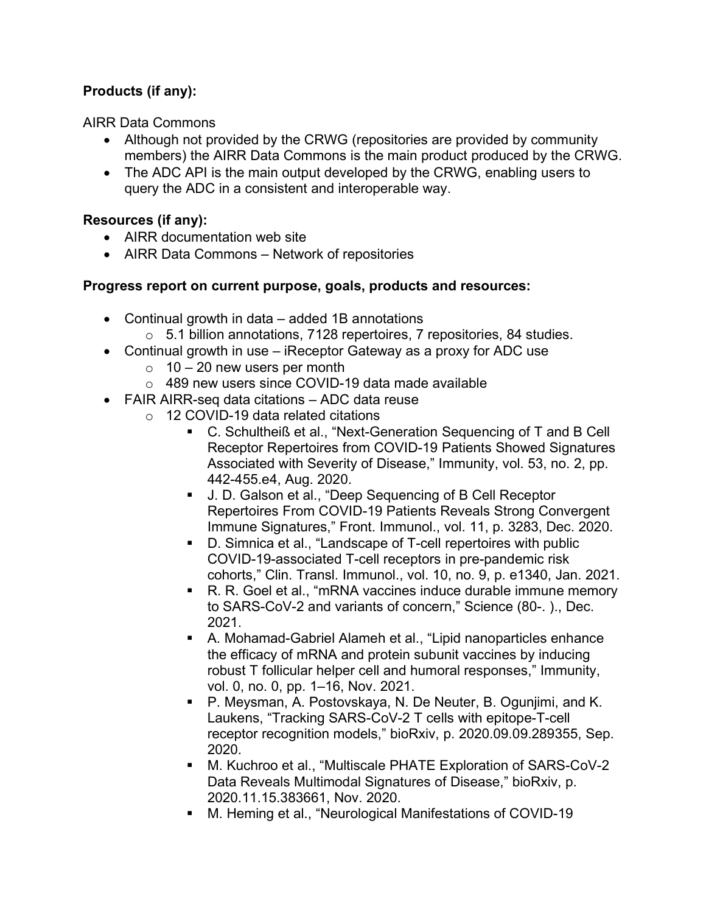**Products (if any):**

AIRR Data Commons

- Although not provided by the CRWG (repositories are provided by community members) the AIRR Data Commons is the main product produced by the CRWG.
- The ADC API is the main output developed by the CRWG, enabling users to query the ADC in a consistent and interoperable way.

**Resources (if any):**

- AIRR documentation web site
- AIRR Data Commons – Network of repositories

**Progress report on current purpose, goals, products and resources:**

- Continual growth in data – added 1B annotations
  - 5.1 billion annotations, 7128 repertoires, 7 repositories, 84 studies.
- Continual growth in use – iReceptor Gateway as a proxy for ADC use
  - 10 – 20 new users per month
  - 489 new users since COVID-19 data made available
- FAIR AIRR-seq data citations – ADC data reuse
  - 12 COVID-19 data related citations
    - C. Schultheiß et al., "Next-Generation Sequencing of T and B Cell Receptor Repertoires from COVID-19 Patients Showed Signatures Associated with Severity of Disease," Immunity, vol. 53, no. 2, pp. 442-455.e4, Aug. 2020.
    - J. D. Galson et al., "Deep Sequencing of B Cell Receptor Repertoires From COVID-19 Patients Reveals Strong Convergent Immune Signatures," Front. Immunol., vol. 11, p. 3283, Dec. 2020.
    - D. Simnica et al., "Landscape of T-cell repertoires with public COVID-19-associated T-cell receptors in pre-pandemic risk cohorts," Clin. Transl. Immunol., vol. 10, no. 9, p. e1340, Jan. 2021.
    - R. R. Goel et al., "mRNA vaccines induce durable immune memory to SARS-CoV-2 and variants of concern," Science (80-. )., Dec. 2021.
    - A. Mohamad-Gabriel Alameh et al., "Lipid nanoparticles enhance the efficacy of mRNA and protein subunit vaccines by inducing robust T follicular helper cell and humoral responses," Immunity, vol. 0, no. 0, pp. 1–16, Nov. 2021.
    - P. Meysman, A. Postovskaya, N. De Neuter, B. Ogunjimi, and K. Laukens, "Tracking SARS-CoV-2 T cells with epitope-T-cell receptor recognition models," bioRxiv, p. 2020.09.09.289355, Sep. 2020.
    - M. Kuchroo et al., "Multiscale PHATE Exploration of SARS-CoV-2 Data Reveals Multimodal Signatures of Disease," bioRxiv, p. 2020.11.15.383661, Nov. 2020.
    - M. Heming et al., "Neurological Manifestations of COVID-19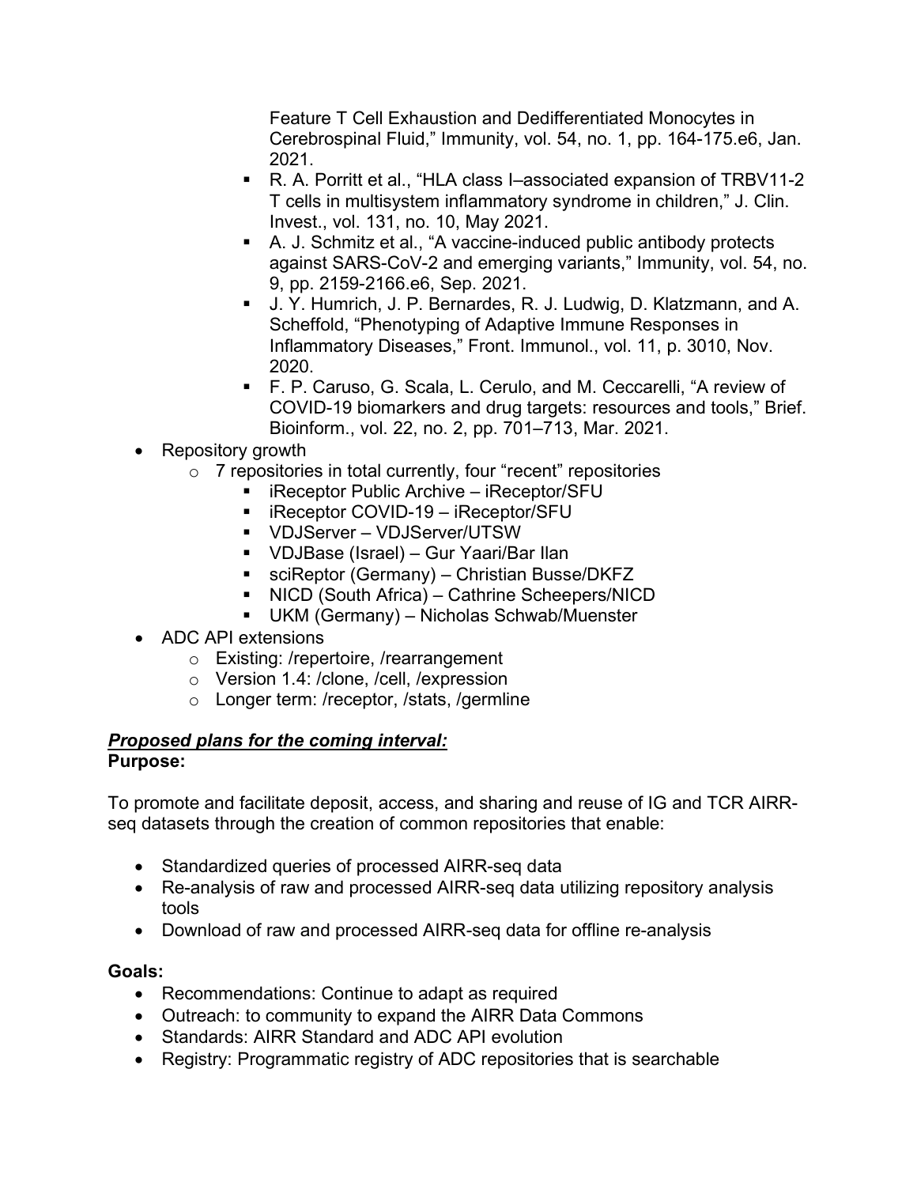Feature T Cell Exhaustion and Dedifferentiated Monocytes in Cerebrospinal Fluid," Immunity, vol. 54, no. 1, pp. 164-175.e6, Jan. 2021.
    - R. A. Porritt et al., "HLA class I–associated expansion of TRBV11-2 T cells in multisystem inflammatory syndrome in children," J. Clin. Invest., vol. 131, no. 10, May 2021.
    - A. J. Schmitz et al., "A vaccine-induced public antibody protects against SARS-CoV-2 and emerging variants," Immunity, vol. 54, no. 9, pp. 2159-2166.e6, Sep. 2021.
    - J. Y. Humrich, J. P. Bernardes, R. J. Ludwig, D. Klatzmann, and A. Scheffold, "Phenotyping of Adaptive Immune Responses in Inflammatory Diseases," Front. Immunol., vol. 11, p. 3010, Nov. 2020.
    - F. P. Caruso, G. Scala, L. Cerulo, and M. Ceccarelli, "A review of COVID-19 biomarkers and drug targets: resources and tools," Brief. Bioinform., vol. 22, no. 2, pp. 701–713, Mar. 2021.
- Repository growth
    - 7 repositories in total currently, four "recent" repositories
        - iReceptor Public Archive – iReceptor/SFU
        - iReceptor COVID-19 – iReceptor/SFU
        - VDJServer – VDJServer/UTSW
        - VDJBase (Israel) – Gur Yaari/Bar Ilan
        - sciReptor (Germany) – Christian Busse/DKFZ
        - NICD (South Africa) – Cathrine Scheepers/NICD
        - UKM (Germany) – Nicholas Schwab/Muenster
- ADC API extensions
    - Existing: /repertoire, /rearrangement
    - Version 1.4: /clone, /cell, /expression
    - Longer term: /receptor, /stats, /germline

***Proposed plans for the coming interval:***

**Purpose:**

To promote and facilitate deposit, access, and sharing and reuse of IG and TCR AIRR-seq datasets through the creation of common repositories that enable:

- Standardized queries of processed AIRR-seq data
- Re-analysis of raw and processed AIRR-seq data utilizing repository analysis tools
- Download of raw and processed AIRR-seq data for offline re-analysis

**Goals:**

- Recommendations: Continue to adapt as required
- Outreach: to community to expand the AIRR Data Commons
- Standards: AIRR Standard and ADC API evolution
- Registry: Programmatic registry of ADC repositories that is searchable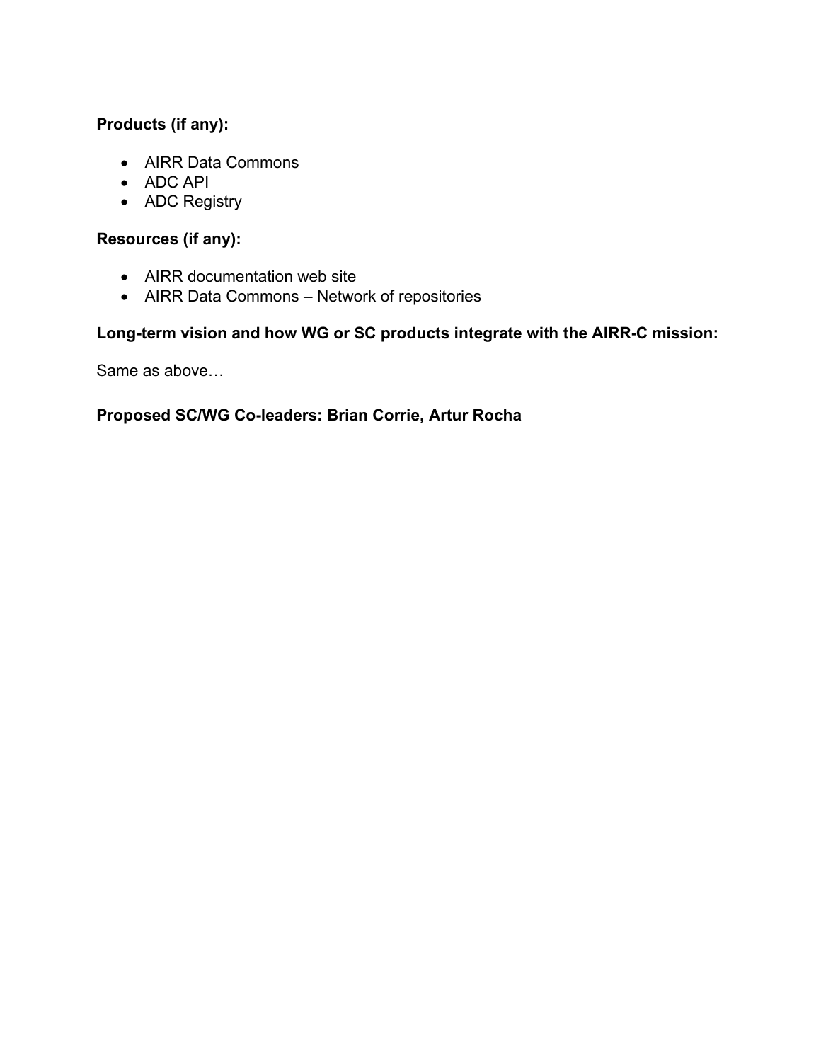**Products (if any):**

- AIRR Data Commons
- ADC API
- ADC Registry

**Resources (if any):**

- AIRR documentation web site
- AIRR Data Commons – Network of repositories

**Long-term vision and how WG or SC products integrate with the AIRR-C mission:**

Same as above…

**Proposed SC/WG Co-leaders: Brian Corrie, Artur Rocha**